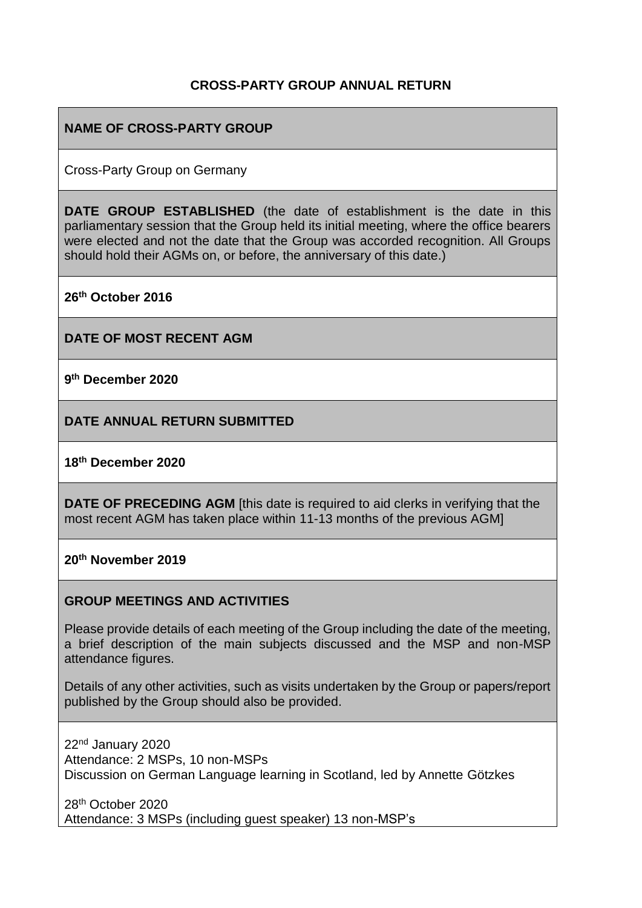# CROSS-PARTY GROUP ANNUAL RETURN

**NAME OF CROSS-PARTY GROUP**

Cross-Party Group on Germany

**DATE GROUP ESTABLISHED** (the date of establishment is the date in this parliamentary session that the Group held its initial meeting, where the office bearers were elected and not the date that the Group was accorded recognition. All Groups should hold their AGMs on, or before, the anniversary of this date.)

**26th October 2016**

**DATE OF MOST RECENT AGM**

**9th December 2020**

**DATE ANNUAL RETURN SUBMITTED**

**18th December 2020**

**DATE OF PRECEDING AGM** [this date is required to aid clerks in verifying that the most recent AGM has taken place within 11-13 months of the previous AGM]

**20th November 2019**

**GROUP MEETINGS AND ACTIVITIES**

Please provide details of each meeting of the Group including the date of the meeting, a brief description of the main subjects discussed and the MSP and non-MSP attendance figures.

Details of any other activities, such as visits undertaken by the Group or papers/report published by the Group should also be provided.

22nd January 2020
Attendance: 2 MSPs, 10 non-MSPs
Discussion on German Language learning in Scotland, led by Annette Götzkes

28th October 2020
Attendance: 3 MSPs (including guest speaker) 13 non-MSP's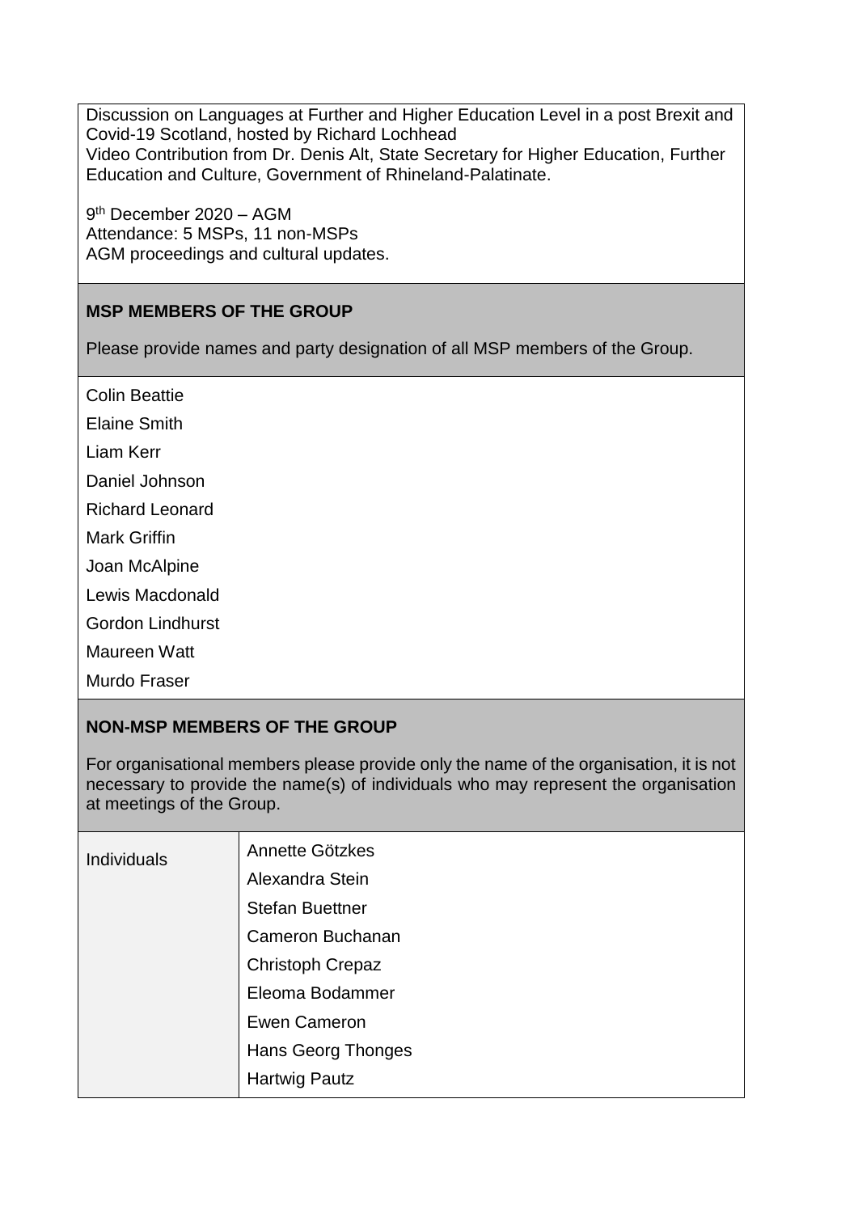Discussion on Languages at Further and Higher Education Level in a post Brexit and Covid-19 Scotland, hosted by Richard Lochhead
Video Contribution from Dr. Denis Alt, State Secretary for Higher Education, Further Education and Culture, Government of Rhineland-Palatinate.

9th December 2020 – AGM
Attendance: 5 MSPs, 11 non-MSPs
AGM proceedings and cultural updates.

**MSP MEMBERS OF THE GROUP**

Please provide names and party designation of all MSP members of the Group.

Colin Beattie

Elaine Smith

Liam Kerr

Daniel Johnson

Richard Leonard

Mark Griffin

Joan McAlpine

Lewis Macdonald

Gordon Lindhurst

Maureen Watt

Murdo Fraser

**NON-MSP MEMBERS OF THE GROUP**

For organisational members please provide only the name of the organisation, it is not necessary to provide the name(s) of individuals who may represent the organisation at meetings of the Group.

| Individuals | Annette Götzkes |
|---|---|
| | Alexandra Stein |
| | Stefan Buettner |
| | Cameron Buchanan |
| | Christoph Crepaz |
| | Eleoma Bodammer |
| | Ewen Cameron |
| | Hans Georg Thonges |
| | Hartwig Pautz |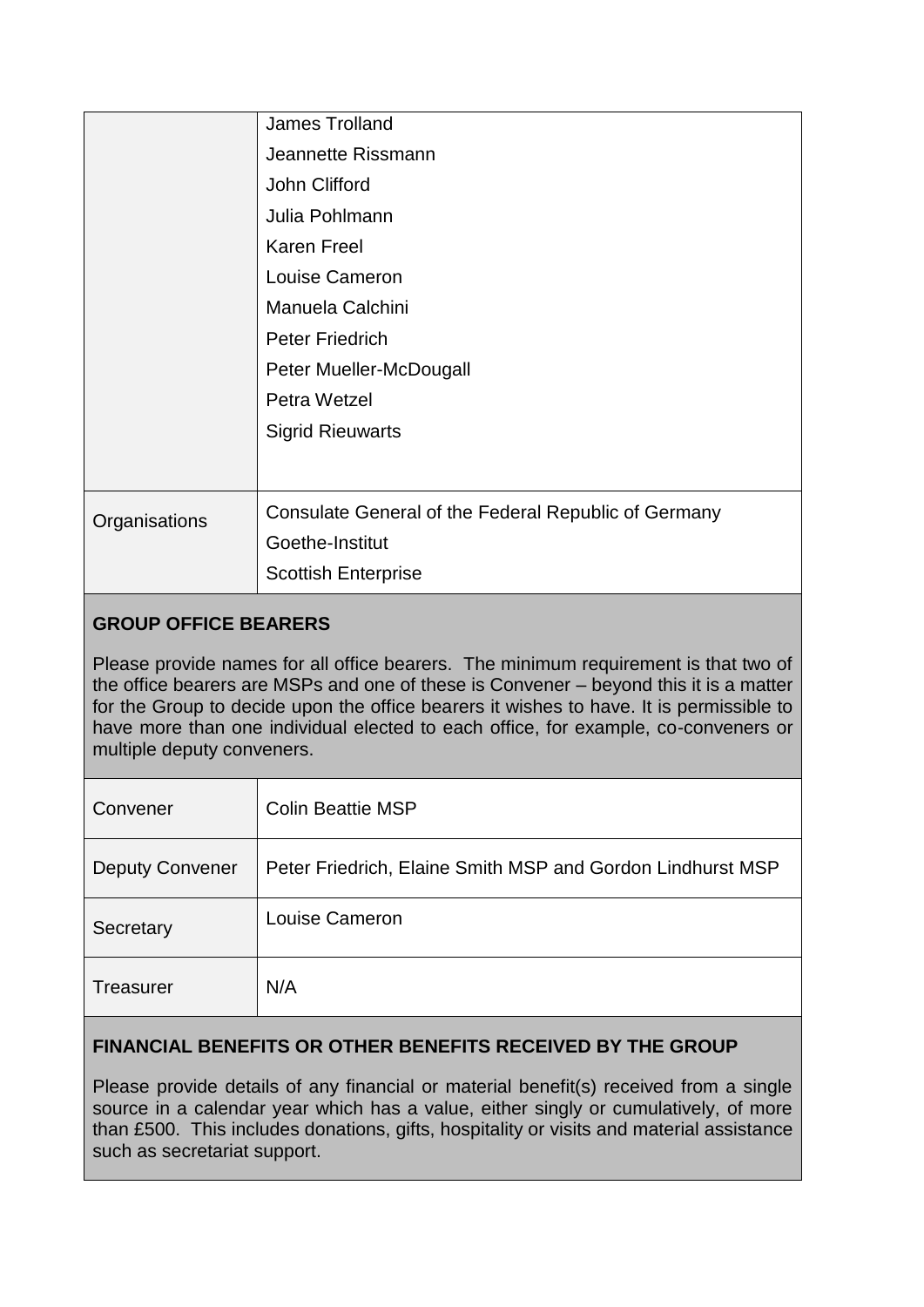| | |
|---|---|
| | James Trolland<br>Jeannette Rissmann<br>John Clifford<br>Julia Pohlmann<br>Karen Freel<br>Louise Cameron<br>Manuela Calchini<br>Peter Friedrich<br>Peter Mueller-McDougall<br>Petra Wetzel<br>Sigrid Rieuwarts |
| Organisations | Consulate General of the Federal Republic of Germany<br>Goethe-Institut<br>Scottish Enterprise |

## GROUP OFFICE BEARERS

Please provide names for all office bearers. The minimum requirement is that two of the office bearers are MSPs and one of these is Convener – beyond this it is a matter for the Group to decide upon the office bearers it wishes to have. It is permissible to have more than one individual elected to each office, for example, co-conveners or multiple deputy conveners.

| | |
|---|---|
| Convener | Colin Beattie MSP |
| Deputy Convener | Peter Friedrich, Elaine Smith MSP and Gordon Lindhurst MSP |
| Secretary | Louise Cameron |
| Treasurer | N/A |

## FINANCIAL BENEFITS OR OTHER BENEFITS RECEIVED BY THE GROUP

Please provide details of any financial or material benefit(s) received from a single source in a calendar year which has a value, either singly or cumulatively, of more than £500. This includes donations, gifts, hospitality or visits and material assistance such as secretariat support.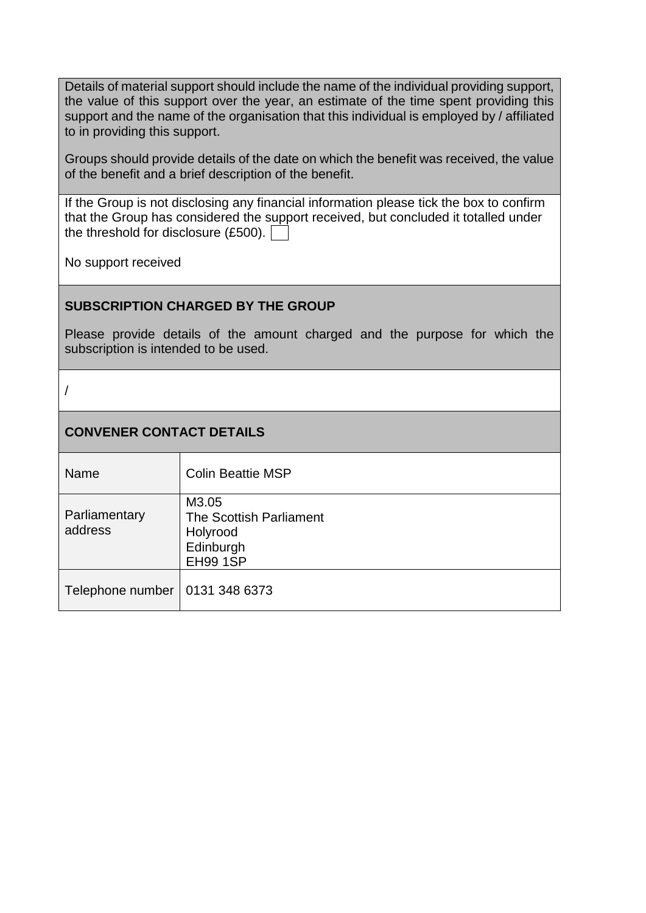Details of material support should include the name of the individual providing support, the value of this support over the year, an estimate of the time spent providing this support and the name of the organisation that this individual is employed by / affiliated to in providing this support.

Groups should provide details of the date on which the benefit was received, the value of the benefit and a brief description of the benefit.

If the Group is not disclosing any financial information please tick the box to confirm that the Group has considered the support received, but concluded it totalled under the threshold for disclosure (£500). ☐

No support received

**SUBSCRIPTION CHARGED BY THE GROUP**

Please provide details of the amount charged and the purpose for which the subscription is intended to be used.

/

**CONVENER CONTACT DETAILS**

| | |
|---|---|
| Name | Colin Beattie MSP |
| Parliamentary address | M3.05<br>The Scottish Parliament<br>Holyrood<br>Edinburgh<br>EH99 1SP |
| Telephone number | 0131 348 6373 |